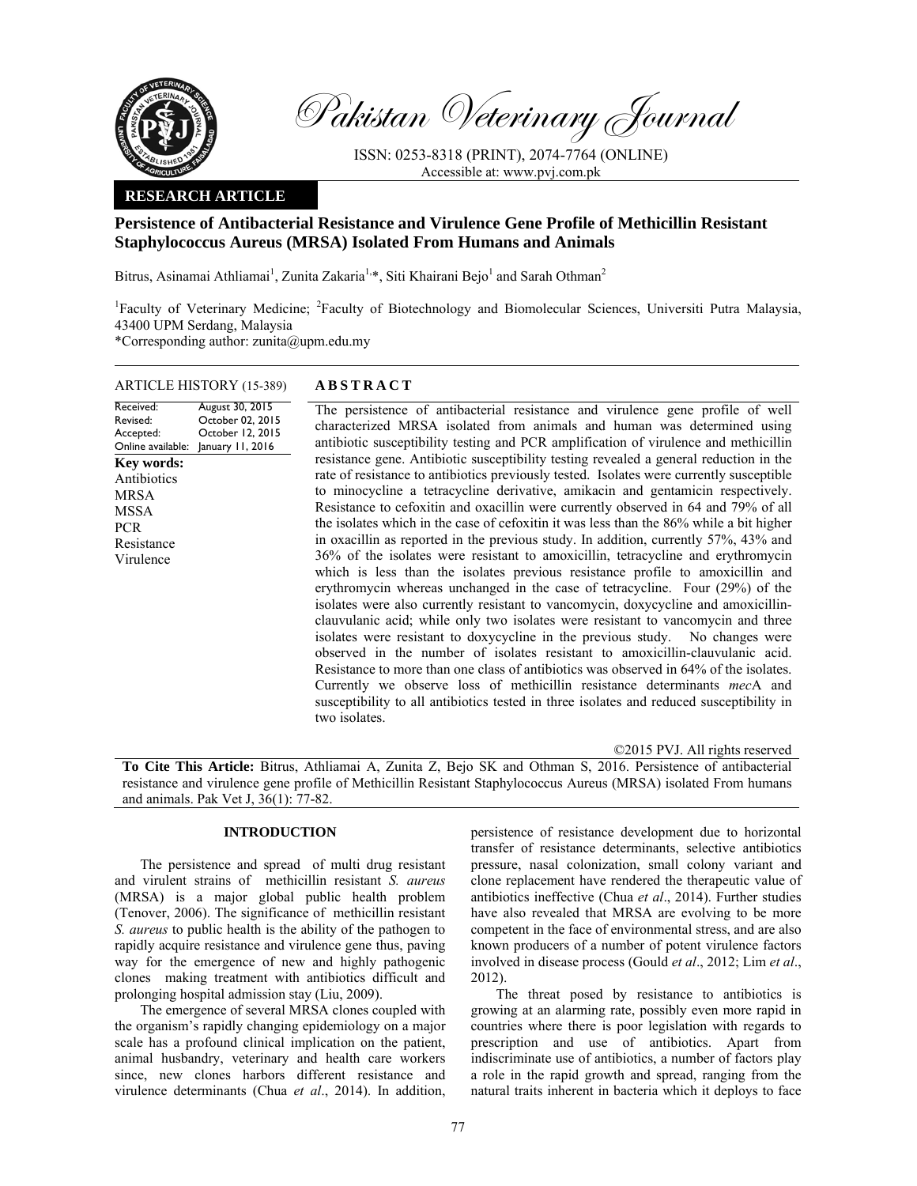# Pakistan Veterinary Journal

ISSN: 0253-8318 (PRINT), 2074-7764 (ONLINE)
Accessible at: www.pvj.com.pk

**RESEARCH ARTICLE**

## Persistence of Antibacterial Resistance and Virulence Gene Profile of Methicillin Resistant Staphylococcus Aureus (MRSA) Isolated From Humans and Animals

Bitrus, Asinamai Athliamai[1], Zunita Zakaria[1,*], Siti Khairani Bejo[1] and Sarah Othman[2]

[1]Faculty of Veterinary Medicine; [2]Faculty of Biotechnology and Biomolecular Sciences, Universiti Putra Malaysia, 43400 UPM Serdang, Malaysia
*Corresponding author: zunita@upm.edu.my

**ARTICLE HISTORY** (15-389)

| | |
|---|---|
| Received: | August 30, 2015 |
| Revised: | October 02, 2015 |
| Accepted: | October 12, 2015 |
| Online available: | January 11, 2016 |

**Key words:**
Antibiotics
MRSA
MSSA
PCR
Resistance
Virulence

**ABSTRACT**

The persistence of antibacterial resistance and virulence gene profile of well characterized MRSA isolated from animals and human was determined using antibiotic susceptibility testing and PCR amplification of virulence and methicillin resistance gene. Antibiotic susceptibility testing revealed a general reduction in the rate of resistance to antibiotics previously tested. Isolates were currently susceptible to minocycline a tetracycline derivative, amikacin and gentamicin respectively. Resistance to cefoxitin and oxacillin were currently observed in 64 and 79% of all the isolates which in the case of cefoxitin it was less than the 86% while a bit higher in oxacillin as reported in the previous study. In addition, currently 57%, 43% and 36% of the isolates were resistant to amoxicillin, tetracycline and erythromycin which is less than the isolates previous resistance profile to amoxicillin and erythromycin whereas unchanged in the case of tetracycline. Four (29%) of the isolates were also currently resistant to vancomycin, doxycycline and amoxicillin-clauvulanic acid; while only two isolates were resistant to vancomycin and three isolates were resistant to doxycycline in the previous study. No changes were observed in the number of isolates resistant to amoxicillin-clauvulanic acid. Resistance to more than one class of antibiotics was observed in 64% of the isolates. Currently we observe loss of methicillin resistance determinants *mec*A and susceptibility to all antibiotics tested in three isolates and reduced susceptibility in two isolates.

©2015 PVJ. All rights reserved

**To Cite This Article:** Bitrus, Athliamai A, Zunita Z, Bejo SK and Othman S, 2016. Persistence of antibacterial resistance and virulence gene profile of Methicillin Resistant Staphylococcus Aureus (MRSA) isolated From humans and animals. Pak Vet J, 36(1): 77-82.

## INTRODUCTION

The persistence and spread of multi drug resistant and virulent strains of methicillin resistant *S. aureus* (MRSA) is a major global public health problem (Tenover, 2006). The significance of methicillin resistant *S. aureus* to public health is the ability of the pathogen to rapidly acquire resistance and virulence gene thus, paving way for the emergence of new and highly pathogenic clones making treatment with antibiotics difficult and prolonging hospital admission stay (Liu, 2009).

The emergence of several MRSA clones coupled with the organism's rapidly changing epidemiology on a major scale has a profound clinical implication on the patient, animal husbandry, veterinary and health care workers since, new clones harbors different resistance and virulence determinants (Chua *et al*., 2014). In addition, persistence of resistance development due to horizontal transfer of resistance determinants, selective antibiotics pressure, nasal colonization, small colony variant and clone replacement have rendered the therapeutic value of antibiotics ineffective (Chua *et al*., 2014). Further studies have also revealed that MRSA are evolving to be more competent in the face of environmental stress, and are also known producers of a number of potent virulence factors involved in disease process (Gould *et al*., 2012; Lim *et al*., 2012).

The threat posed by resistance to antibiotics is growing at an alarming rate, possibly even more rapid in countries where there is poor legislation with regards to prescription and use of antibiotics. Apart from indiscriminate use of antibiotics, a number of factors play a role in the rapid growth and spread, ranging from the natural traits inherent in bacteria which it deploys to face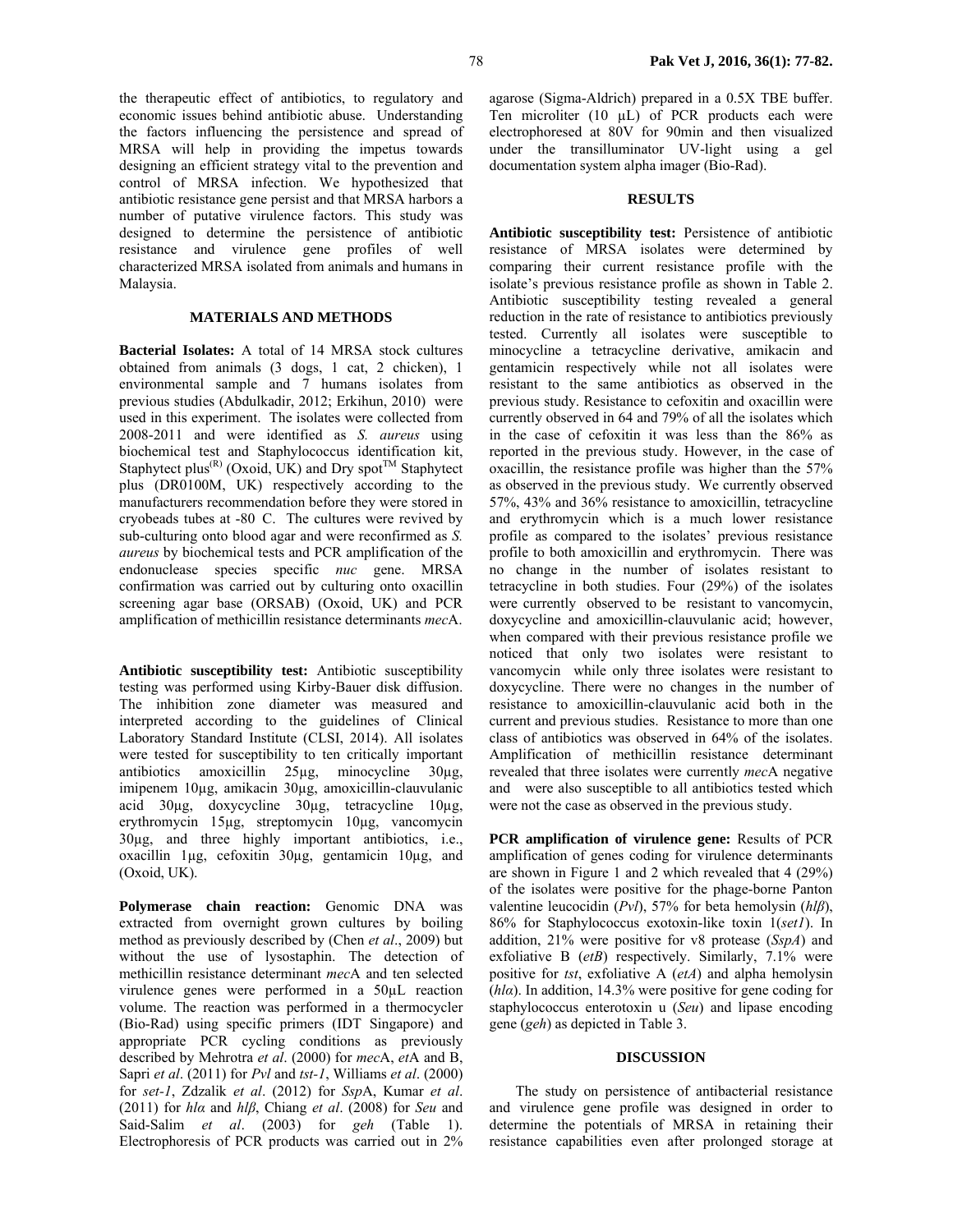the therapeutic effect of antibiotics, to regulatory and economic issues behind antibiotic abuse. Understanding the factors influencing the persistence and spread of MRSA will help in providing the impetus towards designing an efficient strategy vital to the prevention and control of MRSA infection. We hypothesized that antibiotic resistance gene persist and that MRSA harbors a number of putative virulence factors. This study was designed to determine the persistence of antibiotic resistance and virulence gene profiles of well characterized MRSA isolated from animals and humans in Malaysia.

## MATERIALS AND METHODS

**Bacterial Isolates:** A total of 14 MRSA stock cultures obtained from animals (3 dogs, 1 cat, 2 chicken), 1 environmental sample and 7 humans isolates from previous studies (Abdulkadir, 2012; Erkihun, 2010) were used in this experiment. The isolates were collected from 2008-2011 and were identified as *S. aureus* using biochemical test and Staphylococcus identification kit, Staphytect plus$^{(R)}$ (Oxoid, UK) and Dry spot$^{TM}$ Staphytect plus (DR0100M, UK) respectively according to the manufacturers recommendation before they were stored in cryobeads tubes at -80 C. The cultures were revived by sub-culturing onto blood agar and were reconfirmed as *S. aureus* by biochemical tests and PCR amplification of the endonuclease species specific *nuc* gene. MRSA confirmation was carried out by culturing onto oxacillin screening agar base (ORSAB) (Oxoid, UK) and PCR amplification of methicillin resistance determinants *mec*A.

**Antibiotic susceptibility test:** Antibiotic susceptibility testing was performed using Kirby-Bauer disk diffusion. The inhibition zone diameter was measured and interpreted according to the guidelines of Clinical Laboratory Standard Institute (CLSI, 2014). All isolates were tested for susceptibility to ten critically important antibiotics amoxicillin 25µg, minocycline 30µg, imipenem 10µg, amikacin 30µg, amoxicillin-clauvulanic acid 30µg, doxycycline 30µg, tetracycline 10µg, erythromycin 15µg, streptomycin 10µg, vancomycin 30µg, and three highly important antibiotics, i.e., oxacillin 1µg, cefoxitin 30µg, gentamicin 10µg, and (Oxoid, UK).

**Polymerase chain reaction:** Genomic DNA was extracted from overnight grown cultures by boiling method as previously described by (Chen *et al*., 2009) but without the use of lysostaphin. The detection of methicillin resistance determinant *mec*A and ten selected virulence genes were performed in a 50µL reaction volume. The reaction was performed in a thermocycler (Bio-Rad) using specific primers (IDT Singapore) and appropriate PCR cycling conditions as previously described by Mehrotra *et al*. (2000) for *mec*A, *et*A and B, Sapri *et al*. (2011) for *Pvl* and *tst-1*, Williams *et al*. (2000) for *set-1*, Zdzalik *et al*. (2012) for *Ssp*A, Kumar *et al*. (2011) for *hlα* and *hlβ*, Chiang *et al*. (2008) for *Seu* and Said-Salim *et al*. (2003) for *geh* (Table 1). Electrophoresis of PCR products was carried out in 2% agarose (Sigma-Aldrich) prepared in a 0.5X TBE buffer. Ten microliter (10 µL) of PCR products each were electrophoresed at 80V for 90min and then visualized under the transilluminator UV-light using a gel documentation system alpha imager (Bio-Rad).

## RESULTS

**Antibiotic susceptibility test:** Persistence of antibiotic resistance of MRSA isolates were determined by comparing their current resistance profile with the isolate's previous resistance profile as shown in Table 2. Antibiotic susceptibility testing revealed a general reduction in the rate of resistance to antibiotics previously tested. Currently all isolates were susceptible to minocycline a tetracycline derivative, amikacin and gentamicin respectively while not all isolates were resistant to the same antibiotics as observed in the previous study. Resistance to cefoxitin and oxacillin were currently observed in 64 and 79% of all the isolates which in the case of cefoxitin it was less than the 86% as reported in the previous study. However, in the case of oxacillin, the resistance profile was higher than the 57% as observed in the previous study. We currently observed 57%, 43% and 36% resistance to amoxicillin, tetracycline and erythromycin which is a much lower resistance profile as compared to the isolates' previous resistance profile to both amoxicillin and erythromycin. There was no change in the number of isolates resistant to tetracycline in both studies. Four (29%) of the isolates were currently observed to be resistant to vancomycin, doxycycline and amoxicillin-clauvulanic acid; however, when compared with their previous resistance profile we noticed that only two isolates were resistant to vancomycin while only three isolates were resistant to doxycycline. There were no changes in the number of resistance to amoxicillin-clauvulanic acid both in the current and previous studies. Resistance to more than one class of antibiotics was observed in 64% of the isolates. Amplification of methicillin resistance determinant revealed that three isolates were currently *mec*A negative and were also susceptible to all antibiotics tested which were not the case as observed in the previous study.

**PCR amplification of virulence gene:** Results of PCR amplification of genes coding for virulence determinants are shown in Figure 1 and 2 which revealed that 4 (29%) of the isolates were positive for the phage-borne Panton valentine leucocidin (*Pvl*), 57% for beta hemolysin (*hlβ*), 86% for Staphylococcus exotoxin-like toxin 1(*set1*). In addition, 21% were positive for v8 protease (*SspA*) and exfoliative B (*etB*) respectively. Similarly, 7.1% were positive for *tst*, exfoliative A (*etA*) and alpha hemolysin (*hlα*). In addition, 14.3% were positive for gene coding for staphylococcus enterotoxin u (*Seu*) and lipase encoding gene (*geh*) as depicted in Table 3.

## DISCUSSION

The study on persistence of antibacterial resistance and virulence gene profile was designed in order to determine the potentials of MRSA in retaining their resistance capabilities even after prolonged storage at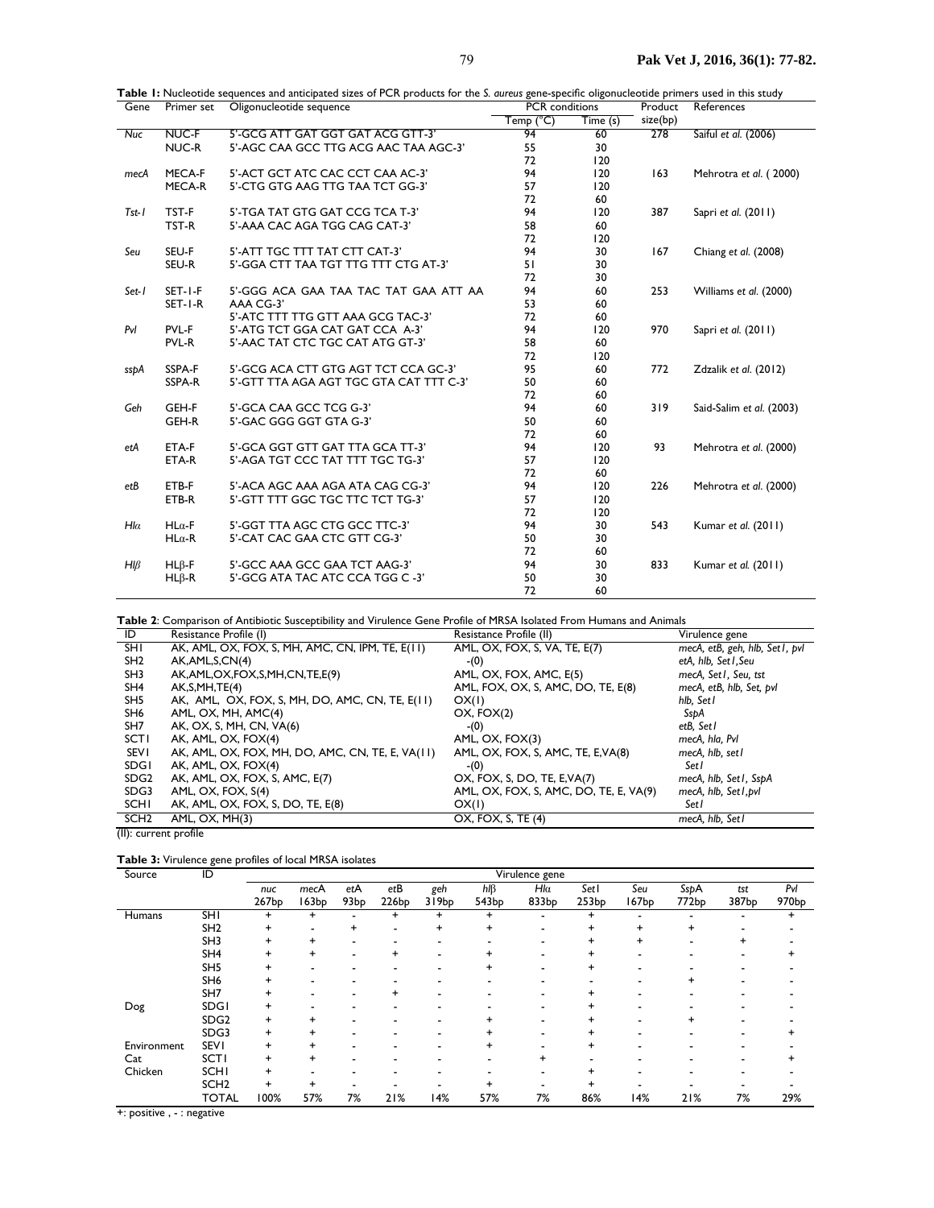**Table 1:** Nucleotide sequences and anticipated sizes of PCR products for the *S. aureus* gene-specific oligonucleotide primers used in this study

| Gene | Primer set | Oligonucleotide sequence | PCR conditions | | Product size(bp) | References |
|---|---|---|---|---|---|---|
| | | | Temp (°C) | Time (s) | | |
| *Nuc* | NUC-F | 5'-GCG ATT GAT GGT GAT ACG GTT-3' | 94 | 60 | 278 | Saiful *et al.* (2006) |
| | NUC-R | 5'-AGC CAA GCC TTG ACG AAC TAA AGC-3' | 55 | 30 | | |
| | | | 72 | 120 | | |
| *mecA* | MECA-F | 5'-ACT GCT ATC CAC CCT CAA AC-3' | 94 | 120 | 163 | Mehrotra *et al.* ( 2000) |
| | MECA-R | 5'-CTG GTG AAG TTG TAA TCT GG-3' | 57 | 120 | | |
| | | | 72 | 60 | | |
| *Tst-1* | TST-F | 5'-TGA TAT GTG GAT CCG TCA T-3' | 94 | 120 | 387 | Sapri *et al.* (2011) |
| | TST-R | 5'-AAA CAC AGA TGG CAG CAT-3' | 58 | 60 | | |
| | | | 72 | 120 | | |
| *Seu* | SEU-F | 5'-ATT TGC TTT TAT CTT CAT-3' | 94 | 30 | 167 | Chiang *et al.* (2008) |
| | SEU-R | 5'-GGA CTT TAA TGT TTG TTT CTG AT-3' | 51 | 30 | | |
| | | | 72 | 30 | | |
| *Set-1* | SET-1-F | 5'-GGG ACA GAA TAA TAC TAT GAA ATT AA AAA CG-3' | 94 | 60 | 253 | Williams *et al.* (2000) |
| | SET-1-R | 5'-ATC TTT TTG GTT AAA GCG TAC-3' | 53 | 60 | | |
| | | | 72 | 60 | | |
| *Pvl* | PVL-F | 5'-ATG TCT GGA CAT GAT CCA A-3' | 94 | 120 | 970 | Sapri *et al.* (2011) |
| | PVL-R | 5'-AAC TAT CTC TGC CAT ATG GT-3' | 58 | 60 | | |
| | | | 72 | 120 | | |
| *sspA* | SSPA-F | 5'-GCG ACA CTT GTG AGT TCT CCA GC-3' | 95 | 60 | 772 | Zdzalik *et al.* (2012) |
| | SSPA-R | 5'-GTT TTA AGA AGT TGC GTA CAT TTT C-3' | 50 | 60 | | |
| | | | 72 | 60 | | |
| *Geh* | GEH-F | 5'-GCA CAA GCC TCG G-3' | 94 | 60 | 319 | Said-Salim *et al.* (2003) |
| | GEH-R | 5'-GAC GGG GGT GTA G-3' | 50 | 60 | | |
| | | | 72 | 60 | | |
| *etA* | ETA-F | 5'-GCA GGT GTT GAT TTA GCA TT-3' | 94 | 120 | 93 | Mehrotra *et al.* (2000) |
| | ETA-R | 5'-AGA TGT CCC TAT TTT TGC TG-3' | 57 | 120 | | |
| | | | 72 | 60 | | |
| *etB* | ETB-F | 5'-ACA AGC AAA AGA ATA CAG CG-3' | 94 | 120 | 226 | Mehrotra *et al.* (2000) |
| | ETB-R | 5'-GTT TTT GGC TGC TTC TCT TG-3' | 57 | 120 | | |
| | | | 72 | 120 | | |
| *Hlα* | HLα-F | 5'-GGT TTA AGC CTG GCC TTC-3' | 94 | 30 | 543 | Kumar *et al.* (2011) |
| | HLα-R | 5'-CAT CAC GAA CTC GTT CG-3' | 50 | 30 | | |
| | | | 72 | 60 | | |
| *Hlβ* | HLβ-F | 5'-GCC AAA GCC GAA TCT AAG-3' | 94 | 30 | 833 | Kumar *et al.* (2011) |
| | HLβ-R | 5'-GCG ATA TAC ATC CCA TGG C -3' | 50 | 30 | | |
| | | | 72 | 60 | | |

**Table 2**: Comparison of Antibiotic Susceptibility and Virulence Gene Profile of MRSA Isolated From Humans and Animals

| ID | Resistance Profile (I) | Resistance Profile (II) | Virulence gene |
|---|---|---|---|
| SH1 | AK, AML, OX, FOX, S, MH, AMC, CN, IPM, TE, E(11) | AML, OX, FOX, S, VA, TE, E(7) | *mecA, etB, geh, hlb, Set1, pvl* |
| SH2 | AK,AML,S,CN(4) | -(0) | *etA, hlb, Set1,Seu* |
| SH3 | AK,AML,OX,FOX,S,MH,CN,TE,E(9) | AML, OX, FOX, AMC, E(5) | *mecA, Set1, Seu, tst* |
| SH4 | AK,S,MH,TE(4) | AML, FOX, OX, S, AMC, DO, TE, E(8) | *mecA, etB, hlb, Set, pvl* |
| SH5 | AK, AML, OX, FOX, S, MH, DO, AMC, CN, TE, E(11) | OX(1) | *hlb, Set1* |
| SH6 | AML, OX, MH, AMC(4) | OX, FOX(2) | *SspA* |
| SH7 | AK, OX, S, MH, CN, VA(6) | -(0) | *etB, Set1* |
| SCT1 | AK, AML, OX, FOX(4) | AML, OX, FOX(3) | *mecA, hla, Pvl* |
| SEV1 | AK, AML, OX, FOX, MH, DO, AMC, CN, TE, E, VA(11) | AML, OX, FOX, S, AMC, TE, E,VA(8) | *mecA, hlb, set1* |
| SDG1 | AK, AML, OX, FOX(4) | -(0) | *Set1* |
| SDG2 | AK, AML, OX, FOX, S, AMC, E(7) | OX, FOX, S, DO, TE, E,VA(7) | *mecA, hlb, Set1, SspA* |
| SDG3 | AML, OX, FOX, S(4) | AML, OX, FOX, S, AMC, DO, TE, E, VA(9) | *mecA, hlb, Set1,pvl* |
| SCH1 | AK, AML, OX, FOX, S, DO, TE, E(8) | OX(1) | *Set1* |
| SCH2 | AML, OX, MH(3) | OX, FOX, S, TE (4) | *mecA, hlb, Set1* |

(II): current profile

**Table 3:** Virulence gene profiles of local MRSA isolates

| Source | ID | Virulence gene | | | | | | | | | | | |
|---|---|---|---|---|---|---|---|---|---|---|---|---|---|
| | | *nuc* 267bp | *mecA* 163bp | *etA* 93bp | *etB* 226bp | *geh* 319bp | *hlβ* 543bp | *Hlα* 833bp | *Set1* 253bp | *Seu* 167bp | *SspA* 772bp | *tst* 387bp | *Pvl* 970bp |
| Humans | SH1 | + | + | - | + | + | + | - | + | - | - | - | + |
| | SH2 | + | - | + | - | + | + | - | + | + | + | - | - |
| | SH3 | + | + | - | - | - | - | - | + | + | - | + | - |
| | SH4 | + | + | - | + | - | + | - | + | - | - | - | + |
| | SH5 | + | - | - | - | - | + | - | + | - | - | - | - |
| | SH6 | + | - | - | - | - | - | - | - | - | + | - | - |
| | SH7 | + | - | - | + | - | - | - | + | - | - | - | - |
| Dog | SDG1 | + | - | - | - | - | - | - | + | - | - | - | - |
| | SDG2 | + | + | - | - | - | + | - | + | - | + | - | - |
| | SDG3 | + | + | - | - | - | + | - | + | - | - | - | + |
| Environment | SEV1 | + | + | - | - | - | + | - | + | - | - | - | - |
| Cat | SCT1 | + | + | - | - | - | - | + | - | - | - | - | + |
| Chicken | SCH1 | + | - | - | - | - | - | - | + | - | - | - | - |
| | SCH2 | + | + | - | - | - | + | - | + | - | - | - | - |
| | TOTAL | 100% | 57% | 7% | 21% | 14% | 57% | 7% | 86% | 14% | 21% | 7% | 29% |

+: positive , - : negative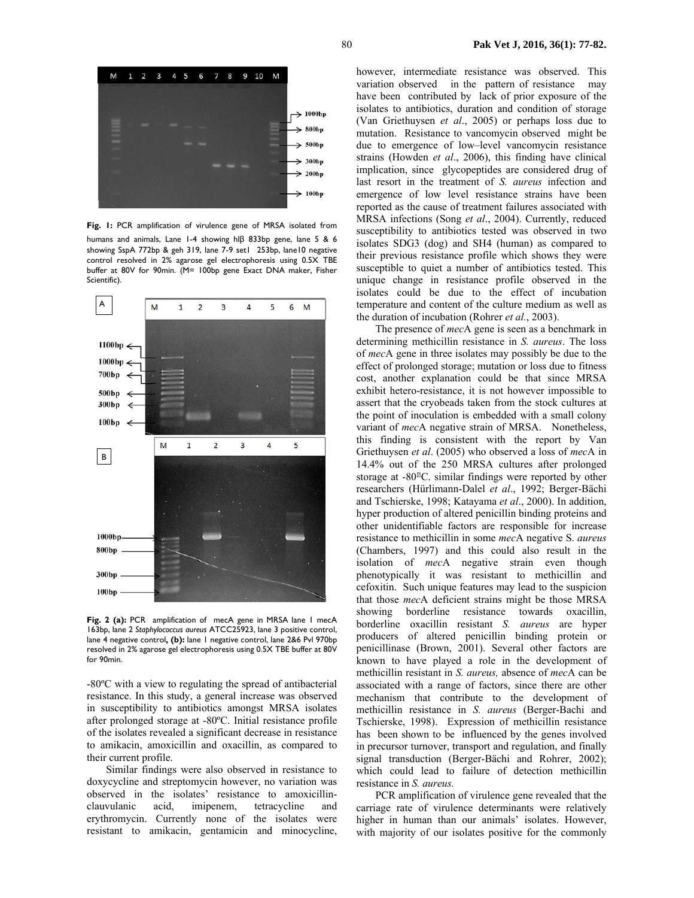**Fig. 1:** PCR amplification of virulence gene of MRSA isolated from humans and animals, Lane 1-4 showing hlβ 833bp gene, lane 5 & 6 showing SspA 772bp & geh 319, lane 7-9 set1 253bp, lane10 negative control resolved in 2% agarose gel electrophoresis using 0.5X TBE buffer at 80V for 90min. (M= 100bp gene Exact DNA maker, Fisher Scientific).

**Fig. 2 (a):** PCR amplification of mecA gene in MRSA lane 1 mecA 163bp, lane 2 *Staphylococcus aureus* ATCC25923, lane 3 positive control, lane 4 negative control, **(b):** lane 1 negative control, lane 2&6 Pvl 970bp resolved in 2% agarose gel electrophoresis using 0.5X TBE buffer at 80V for 90min.

-80ºC with a view to regulating the spread of antibacterial resistance. In this study, a general increase was observed in susceptibility to antibiotics amongst MRSA isolates after prolonged storage at -80ºC. Initial resistance profile of the isolates revealed a significant decrease in resistance to amikacin, amoxicillin and oxacillin, as compared to their current profile.

Similar findings were also observed in resistance to doxycycline and streptomycin however, no variation was observed in the isolates' resistance to amoxicillin-clauvulanic acid, imipenem, tetracycline and erythromycin. Currently none of the isolates were resistant to amikacin, gentamicin and minocycline, however, intermediate resistance was observed. This variation observed in the pattern of resistance may have been contributed by lack of prior exposure of the isolates to antibiotics, duration and condition of storage (Van Griethuysen *et al*., 2005) or perhaps loss due to mutation. Resistance to vancomycin observed might be due to emergence of low–level vancomycin resistance strains (Howden *et al*., 2006), this finding have clinical implication, since glycopeptides are considered drug of last resort in the treatment of *S. aureus* infection and emergence of low level resistance strains have been reported as the cause of treatment failures associated with MRSA infections (Song *et al*., 2004). Currently, reduced susceptibility to antibiotics tested was observed in two isolates SDG3 (dog) and SH4 (human) as compared to their previous resistance profile which shows they were susceptible to quiet a number of antibiotics tested. This unique change in resistance profile observed in the isolates could be due to the effect of incubation temperature and content of the culture medium as well as the duration of incubation (Rohrer *et al*., 2003).

The presence of *mec*A gene is seen as a benchmark in determining methicillin resistance in *S. aureus*. The loss of *mec*A gene in three isolates may possibly be due to the effect of prolonged storage; mutation or loss due to fitness cost, another explanation could be that since MRSA exhibit hetero-resistance, it is not however impossible to assert that the cryobeads taken from the stock cultures at the point of inoculation is embedded with a small colony variant of *mec*A negative strain of MRSA. Nonetheless, this finding is consistent with the report by Van Griethuysen *et al*. (2005) who observed a loss of *mec*A in 14.4% out of the 250 MRSA cultures after prolonged storage at -80ºC. similar findings were reported by other researchers (Hürlimann-Dalel *et al*., 1992; Berger-Bächi and Tschierske, 1998; Katayama *et al*., 2000). In addition, hyper production of altered penicillin binding proteins and other unidentifiable factors are responsible for increase resistance to methicillin in some *mec*A negative S. *aureus* (Chambers, 1997) and this could also result in the isolation of *mec*A negative strain even though phenotypically it was resistant to methicillin and cefoxitin. Such unique features may lead to the suspicion that those *mec*A deficient strains might be those MRSA showing borderline resistance towards oxacillin, borderline oxacillin resistant *S. aureus* are hyper producers of altered penicillin binding protein or penicillinase (Brown, 2001). Several other factors are known to have played a role in the development of methicillin resistant in *S. aureus,* absence of *mec*A can be associated with a range of factors, since there are other mechanism that contribute to the development of methicillin resistance in *S. aureus* (Berger-Bächi and Tschierske, 1998). Expression of methicillin resistance has been shown to be influenced by the genes involved in precursor turnover, transport and regulation, and finally signal transduction (Berger-Bächi and Rohrer, 2002); which could lead to failure of detection methicillin resistance in *S. aureus.*

PCR amplification of virulence gene revealed that the carriage rate of virulence determinants were relatively higher in human than our animals' isolates. However, with majority of our isolates positive for the commonly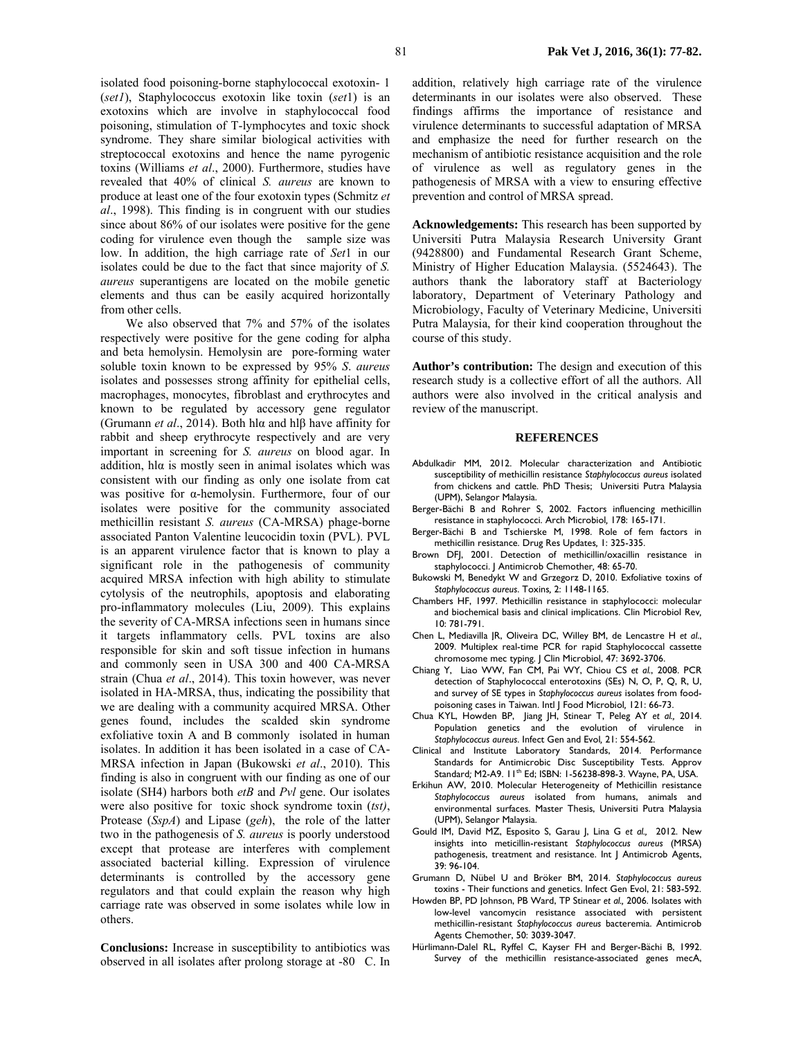isolated food poisoning-borne staphylococcal exotoxin- 1 (*set1*), Staphylococcus exotoxin like toxin (*set*1) is an exotoxins which are involve in staphylococcal food poisoning, stimulation of T-lymphocytes and toxic shock syndrome. They share similar biological activities with streptococcal exotoxins and hence the name pyrogenic toxins (Williams *et al*., 2000). Furthermore, studies have revealed that 40% of clinical *S. aureus* are known to produce at least one of the four exotoxin types (Schmitz *et al*., 1998). This finding is in congruent with our studies since about 86% of our isolates were positive for the gene coding for virulence even though the sample size was low. In addition, the high carriage rate of *Set*1 in our isolates could be due to the fact that since majority of *S. aureus* superantigens are located on the mobile genetic elements and thus can be easily acquired horizontally from other cells.

We also observed that 7% and 57% of the isolates respectively were positive for the gene coding for alpha and beta hemolysin. Hemolysin are pore-forming water soluble toxin known to be expressed by 95% *S. aureus* isolates and possesses strong affinity for epithelial cells, macrophages, monocytes, fibroblast and erythrocytes and known to be regulated by accessory gene regulator (Grumann *et al*., 2014). Both hlα and hlβ have affinity for rabbit and sheep erythrocyte respectively and are very important in screening for *S. aureus* on blood agar. In addition, hlα is mostly seen in animal isolates which was consistent with our finding as only one isolate from cat was positive for α-hemolysin. Furthermore, four of our isolates were positive for the community associated methicillin resistant *S. aureus* (CA-MRSA) phage-borne associated Panton Valentine leucocidin toxin (PVL). PVL is an apparent virulence factor that is known to play a significant role in the pathogenesis of community acquired MRSA infection with high ability to stimulate cytolysis of the neutrophils, apoptosis and elaborating pro-inflammatory molecules (Liu, 2009). This explains the severity of CA-MRSA infections seen in humans since it targets inflammatory cells. PVL toxins are also responsible for skin and soft tissue infection in humans and commonly seen in USA 300 and 400 CA-MRSA strain (Chua *et al*., 2014). This toxin however, was never isolated in HA-MRSA, thus, indicating the possibility that we are dealing with a community acquired MRSA. Other genes found, includes the scalded skin syndrome exfoliative toxin A and B commonly isolated in human isolates. In addition it has been isolated in a case of CA-MRSA infection in Japan (Bukowski *et al*., 2010). This finding is also in congruent with our finding as one of our isolate (SH4) harbors both *etB* and *Pvl* gene. Our isolates were also positive for toxic shock syndrome toxin (*tst)*, Protease (*SspA*) and Lipase (*geh*), the role of the latter two in the pathogenesis of *S. aureus* is poorly understood except that protease are interferes with complement associated bacterial killing. Expression of virulence determinants is controlled by the accessory gene regulators and that could explain the reason why high carriage rate was observed in some isolates while low in others.

**Conclusions:** Increase in susceptibility to antibiotics was observed in all isolates after prolong storage at -80 C. In addition, relatively high carriage rate of the virulence determinants in our isolates were also observed. These findings affirms the importance of resistance and virulence determinants to successful adaptation of MRSA and emphasize the need for further research on the mechanism of antibiotic resistance acquisition and the role of virulence as well as regulatory genes in the pathogenesis of MRSA with a view to ensuring effective prevention and control of MRSA spread.

**Acknowledgements:** This research has been supported by Universiti Putra Malaysia Research University Grant (9428800) and Fundamental Research Grant Scheme, Ministry of Higher Education Malaysia. (5524643). The authors thank the laboratory staff at Bacteriology laboratory, Department of Veterinary Pathology and Microbiology, Faculty of Veterinary Medicine, Universiti Putra Malaysia, for their kind cooperation throughout the course of this study.

**Author's contribution:** The design and execution of this research study is a collective effort of all the authors. All authors were also involved in the critical analysis and review of the manuscript.

## REFERENCES

Abdulkadir MM, 2012. Molecular characterization and Antibiotic susceptibility of methicillin resistance *Staphylococcus aureus* isolated from chickens and cattle. PhD Thesis; Universiti Putra Malaysia (UPM), Selangor Malaysia.

Berger-Bächi B and Rohrer S, 2002. Factors influencing methicillin resistance in staphylococci. Arch Microbiol, 178: 165-171.

Berger-Bächi B and Tschierske M, 1998. Role of fem factors in methicillin resistance. Drug Res Updates, 1: 325-335.

Brown DFJ, 2001. Detection of methicillin/oxacillin resistance in staphylococci. J Antimicrob Chemother, 48: 65-70.

Bukowski M, Benedykt W and Grzegorz D, 2010. Exfoliative toxins of *Staphylococcus aureus*. Toxins, 2: 1148-1165.

Chambers HF, 1997. Methicillin resistance in staphylococci: molecular and biochemical basis and clinical implications. Clin Microbiol Rev, 10: 781-791.

Chen L, Mediavilla JR, Oliveira DC, Willey BM, de Lencastre H *et al*., 2009. Multiplex real-time PCR for rapid Staphylococcal cassette chromosome mec typing. J Clin Microbiol, 47: 3692-3706.

Chiang Y, Liao WW, Fan CM, Pai WY, Chiou CS *et al*., 2008. PCR detection of Staphylococcal enterotoxins (SEs) N, O, P, Q, R, U, and survey of SE types in *Staphylococcus aureus* isolates from food-poisoning cases in Taiwan. Intl J Food Microbiol, 121: 66-73.

Chua KYL, Howden BP, Jiang JH, Stinear T, Peleg AY *et al.,* 2014. Population genetics and the evolution of virulence in *Staphylococcus aureus*. Infect Gen and Evol, 21: 554-562.

Clinical and Institute Laboratory Standards, 2014. Performance Standards for Antimicrobic Disc Susceptibility Tests. Approv Standard; M2-A9. 11th Ed; ISBN: 1-56238-898-3. Wayne, PA, USA.

Erkihun AW, 2010. Molecular Heterogeneity of Methicillin resistance *Staphylococcus aureus* isolated from humans, animals and environmental surfaces. Master Thesis, Universiti Putra Malaysia (UPM), Selangor Malaysia.

Gould IM, David MZ, Esposito S, Garau J, Lina G *et al.,* 2012. New insights into meticillin-resistant *Staphylococcus aureus* (MRSA) pathogenesis, treatment and resistance. Int J Antimicrob Agents, 39: 96-104.

Grumann D, Nübel U and Bröker BM, 2014. *Staphylococcus aureus* toxins - Their functions and genetics. Infect Gen Evol, 21: 583-592.

Howden BP, PD Johnson, PB Ward, TP Stinear *et al.,* 2006. Isolates with low-level vancomycin resistance associated with persistent methicillin-resistant *Staphylococcus aureus* bacteremia. Antimicrob Agents Chemother, 50: 3039-3047.

Hürlimann-Dalel RL, Ryffel C, Kayser FH and Berger-Bächi B, 1992. Survey of the methicillin resistance-associated genes mecA,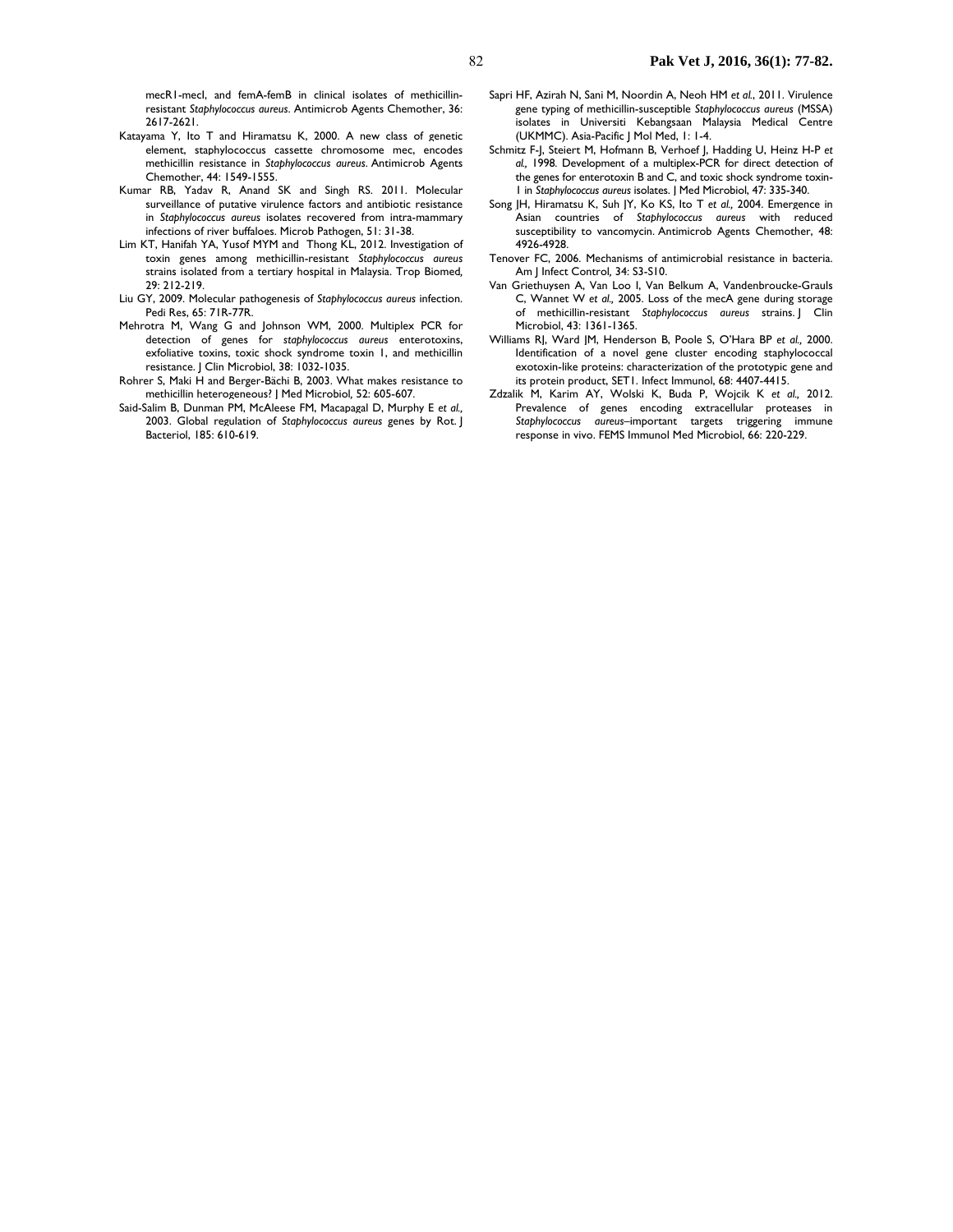mecR1-mecI, and femA-femB in clinical isolates of methicillin-resistant *Staphylococcus aureus*. Antimicrob Agents Chemother, 36: 2617-2621.

Katayama Y, Ito T and Hiramatsu K, 2000. A new class of genetic element, staphylococcus cassette chromosome mec, encodes methicillin resistance in *Staphylococcus aureus*. Antimicrob Agents Chemother, 44: 1549-1555.

Kumar RB, Yadav R, Anand SK and Singh RS. 2011. Molecular surveillance of putative virulence factors and antibiotic resistance in *Staphylococcus aureus* isolates recovered from intra-mammary infections of river buffaloes. Microb Pathogen, 51: 31-38.

Lim KT, Hanifah YA, Yusof MYM and Thong KL, 2012. Investigation of toxin genes among methicillin-resistant *Staphylococcus aureus* strains isolated from a tertiary hospital in Malaysia. Trop Biomed, 29: 212-219.

Liu GY, 2009. Molecular pathogenesis of *Staphylococcus aureus* infection. Pedi Res, 65: 71R-77R.

Mehrotra M, Wang G and Johnson WM, 2000. Multiplex PCR for detection of genes for *staphylococcus aureus* enterotoxins, exfoliative toxins, toxic shock syndrome toxin 1, and methicillin resistance. J Clin Microbiol, 38: 1032-1035.

Rohrer S, Maki H and Berger-Bächi B, 2003. What makes resistance to methicillin heterogeneous? J Med Microbiol, 52: 605-607.

Said-Salim B, Dunman PM, McAleese FM, Macapagal D, Murphy E *et al.,* 2003. Global regulation of *Staphylococcus aureus* genes by Rot. J Bacteriol, 185: 610-619.

Sapri HF, Azirah N, Sani M, Noordin A, Neoh HM *et al.*, 2011. Virulence gene typing of methicillin-susceptible *Staphylococcus aureus* (MSSA) isolates in Universiti Kebangsaan Malaysia Medical Centre (UKMMC). Asia-Pacific J Mol Med, 1: 1-4.

Schmitz F-J, Steiert M, Hofmann B, Verhoef J, Hadding U, Heinz H-P *et al.,* 1998. Development of a multiplex-PCR for direct detection of the genes for enterotoxin B and C, and toxic shock syndrome toxin-1 in *Staphylococcus aureus* isolates. J Med Microbiol, 47: 335-340.

Song JH, Hiramatsu K, Suh JY, Ko KS, Ito T *et al.,* 2004. Emergence in Asian countries of *Staphylococcus aureus* with reduced susceptibility to vancomycin. Antimicrob Agents Chemother, 48: 4926-4928.

Tenover FC, 2006. Mechanisms of antimicrobial resistance in bacteria. Am J Infect Control, 34: S3-S10.

Van Griethuysen A, Van Loo I, Van Belkum A, Vandenbroucke-Grauls C, Wannet W *et al.,* 2005. Loss of the mecA gene during storage of methicillin-resistant *Staphylococcus aureus* strains. J Clin Microbiol, 43: 1361-1365.

Williams RJ, Ward JM, Henderson B, Poole S, O'Hara BP *et al.,* 2000. Identification of a novel gene cluster encoding staphylococcal exotoxin-like proteins: characterization of the prototypic gene and its protein product, SET1. Infect Immunol, 68: 4407-4415.

Zdzalik M, Karim AY, Wolski K, Buda P, Wojcik K *et al.,* 2012. Prevalence of genes encoding extracellular proteases in *Staphylococcus aureus*–important targets triggering immune response in vivo. FEMS Immunol Med Microbiol, 66: 220-229.